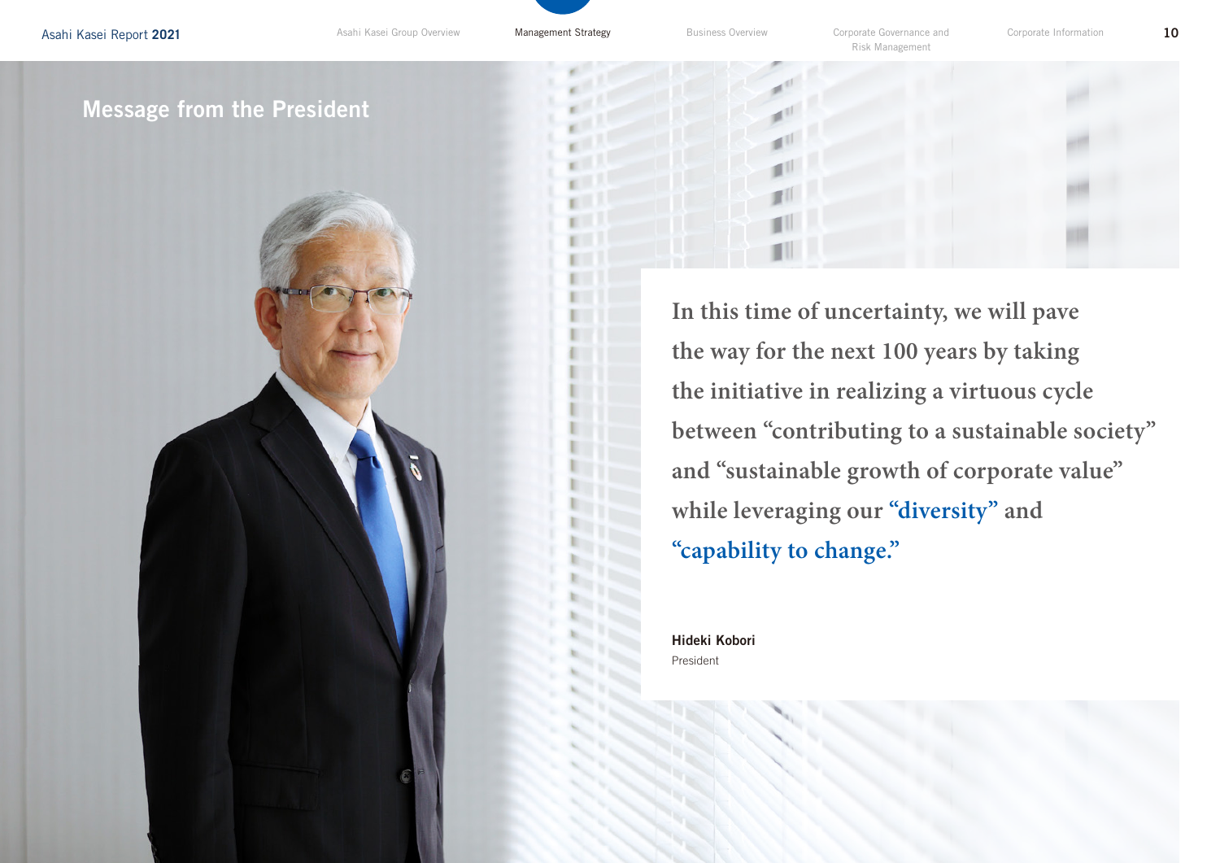# Message from the President

**In this time of uncertainty, we will pave the way for the next 100 years by taking the initiative in realizing a virtuous cycle between "contributing to a sustainable society" and "sustainable growth of corporate value" while leveraging our "diversity" and "capability to change."**

**Hideki Kobori**
President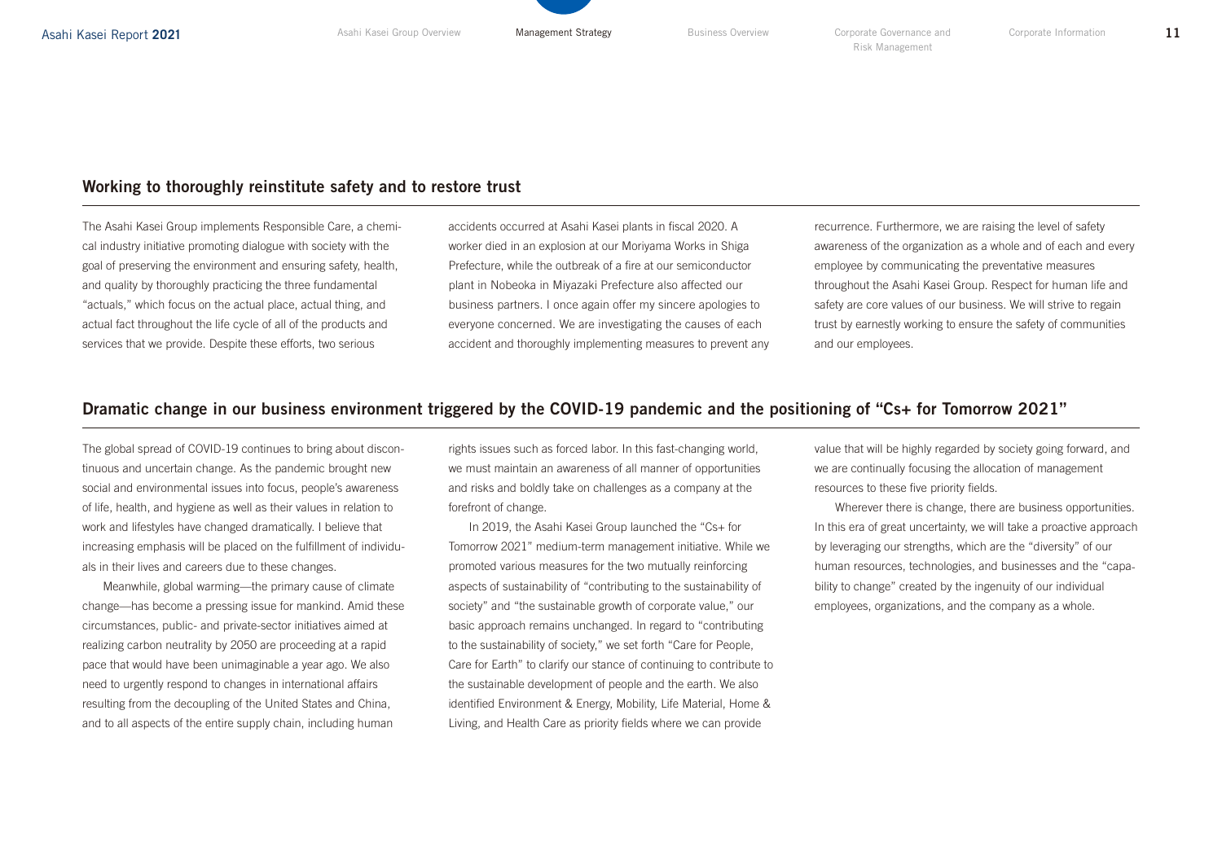## Working to thoroughly reinstitute safety and to restore trust

The Asahi Kasei Group implements Responsible Care, a chemical industry initiative promoting dialogue with society with the goal of preserving the environment and ensuring safety, health, and quality by thoroughly practicing the three fundamental "actuals," which focus on the actual place, actual thing, and actual fact throughout the life cycle of all of the products and services that we provide. Despite these efforts, two serious accidents occurred at Asahi Kasei plants in fiscal 2020. A worker died in an explosion at our Moriyama Works in Shiga Prefecture, while the outbreak of a fire at our semiconductor plant in Nobeoka in Miyazaki Prefecture also affected our business partners. I once again offer my sincere apologies to everyone concerned. We are investigating the causes of each accident and thoroughly implementing measures to prevent any recurrence. Furthermore, we are raising the level of safety awareness of the organization as a whole and of each and every employee by communicating the preventative measures throughout the Asahi Kasei Group. Respect for human life and safety are core values of our business. We will strive to regain trust by earnestly working to ensure the safety of communities and our employees.

## Dramatic change in our business environment triggered by the COVID-19 pandemic and the positioning of "Cs+ for Tomorrow 2021"

The global spread of COVID-19 continues to bring about discontinuous and uncertain change. As the pandemic brought new social and environmental issues into focus, people's awareness of life, health, and hygiene as well as their values in relation to work and lifestyles have changed dramatically. I believe that increasing emphasis will be placed on the fulfillment of individuals in their lives and careers due to these changes.

Meanwhile, global warming—the primary cause of climate change—has become a pressing issue for mankind. Amid these circumstances, public- and private-sector initiatives aimed at realizing carbon neutrality by 2050 are proceeding at a rapid pace that would have been unimaginable a year ago. We also need to urgently respond to changes in international affairs resulting from the decoupling of the United States and China, and to all aspects of the entire supply chain, including human rights issues such as forced labor. In this fast-changing world, we must maintain an awareness of all manner of opportunities and risks and boldly take on challenges as a company at the forefront of change.

In 2019, the Asahi Kasei Group launched the "Cs+ for Tomorrow 2021" medium-term management initiative. While we promoted various measures for the two mutually reinforcing aspects of sustainability of "contributing to the sustainability of society" and "the sustainable growth of corporate value," our basic approach remains unchanged. In regard to "contributing to the sustainability of society," we set forth "Care for People, Care for Earth" to clarify our stance of continuing to contribute to the sustainable development of people and the earth. We also identified Environment & Energy, Mobility, Life Material, Home & Living, and Health Care as priority fields where we can provide value that will be highly regarded by society going forward, and we are continually focusing the allocation of management resources to these five priority fields.

Wherever there is change, there are business opportunities. In this era of great uncertainty, we will take a proactive approach by leveraging our strengths, which are the "diversity" of our human resources, technologies, and businesses and the "capability to change" created by the ingenuity of our individual employees, organizations, and the company as a whole.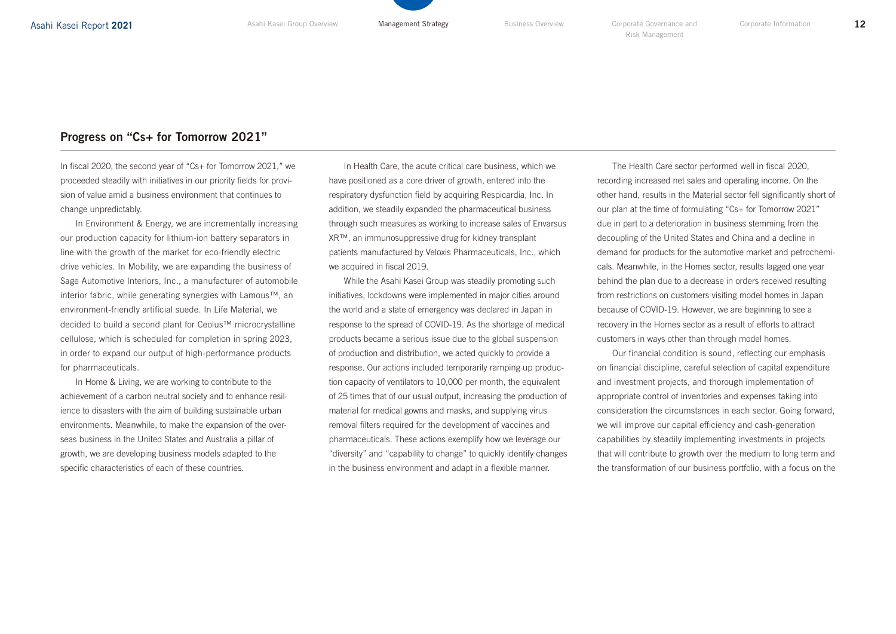## Progress on "Cs+ for Tomorrow 2021"

In fiscal 2020, the second year of "Cs+ for Tomorrow 2021," we proceeded steadily with initiatives in our priority fields for provision of value amid a business environment that continues to change unpredictably.

In Environment & Energy, we are incrementally increasing our production capacity for lithium-ion battery separators in line with the growth of the market for eco-friendly electric drive vehicles. In Mobility, we are expanding the business of Sage Automotive Interiors, Inc., a manufacturer of automobile interior fabric, while generating synergies with Lamous™, an environment-friendly artificial suede. In Life Material, we decided to build a second plant for Ceolus™ microcrystalline cellulose, which is scheduled for completion in spring 2023, in order to expand our output of high-performance products for pharmaceuticals.

In Home & Living, we are working to contribute to the achievement of a carbon neutral society and to enhance resilience to disasters with the aim of building sustainable urban environments. Meanwhile, to make the expansion of the overseas business in the United States and Australia a pillar of growth, we are developing business models adapted to the specific characteristics of each of these countries.

In Health Care, the acute critical care business, which we have positioned as a core driver of growth, entered into the respiratory dysfunction field by acquiring Respicardia, Inc. In addition, we steadily expanded the pharmaceutical business through such measures as working to increase sales of Envarsus XR™, an immunosuppressive drug for kidney transplant patients manufactured by Veloxis Pharmaceuticals, Inc., which we acquired in fiscal 2019.

While the Asahi Kasei Group was steadily promoting such initiatives, lockdowns were implemented in major cities around the world and a state of emergency was declared in Japan in response to the spread of COVID-19. As the shortage of medical products became a serious issue due to the global suspension of production and distribution, we acted quickly to provide a response. Our actions included temporarily ramping up production capacity of ventilators to 10,000 per month, the equivalent of 25 times that of our usual output, increasing the production of material for medical gowns and masks, and supplying virus removal filters required for the development of vaccines and pharmaceuticals. These actions exemplify how we leverage our "diversity" and "capability to change" to quickly identify changes in the business environment and adapt in a flexible manner.

The Health Care sector performed well in fiscal 2020, recording increased net sales and operating income. On the other hand, results in the Material sector fell significantly short of our plan at the time of formulating "Cs+ for Tomorrow 2021" due in part to a deterioration in business stemming from the decoupling of the United States and China and a decline in demand for products for the automotive market and petrochemicals. Meanwhile, in the Homes sector, results lagged one year behind the plan due to a decrease in orders received resulting from restrictions on customers visiting model homes in Japan because of COVID-19. However, we are beginning to see a recovery in the Homes sector as a result of efforts to attract customers in ways other than through model homes.

Our financial condition is sound, reflecting our emphasis on financial discipline, careful selection of capital expenditure and investment projects, and thorough implementation of appropriate control of inventories and expenses taking into consideration the circumstances in each sector. Going forward, we will improve our capital efficiency and cash-generation capabilities by steadily implementing investments in projects that will contribute to growth over the medium to long term and the transformation of our business portfolio, with a focus on the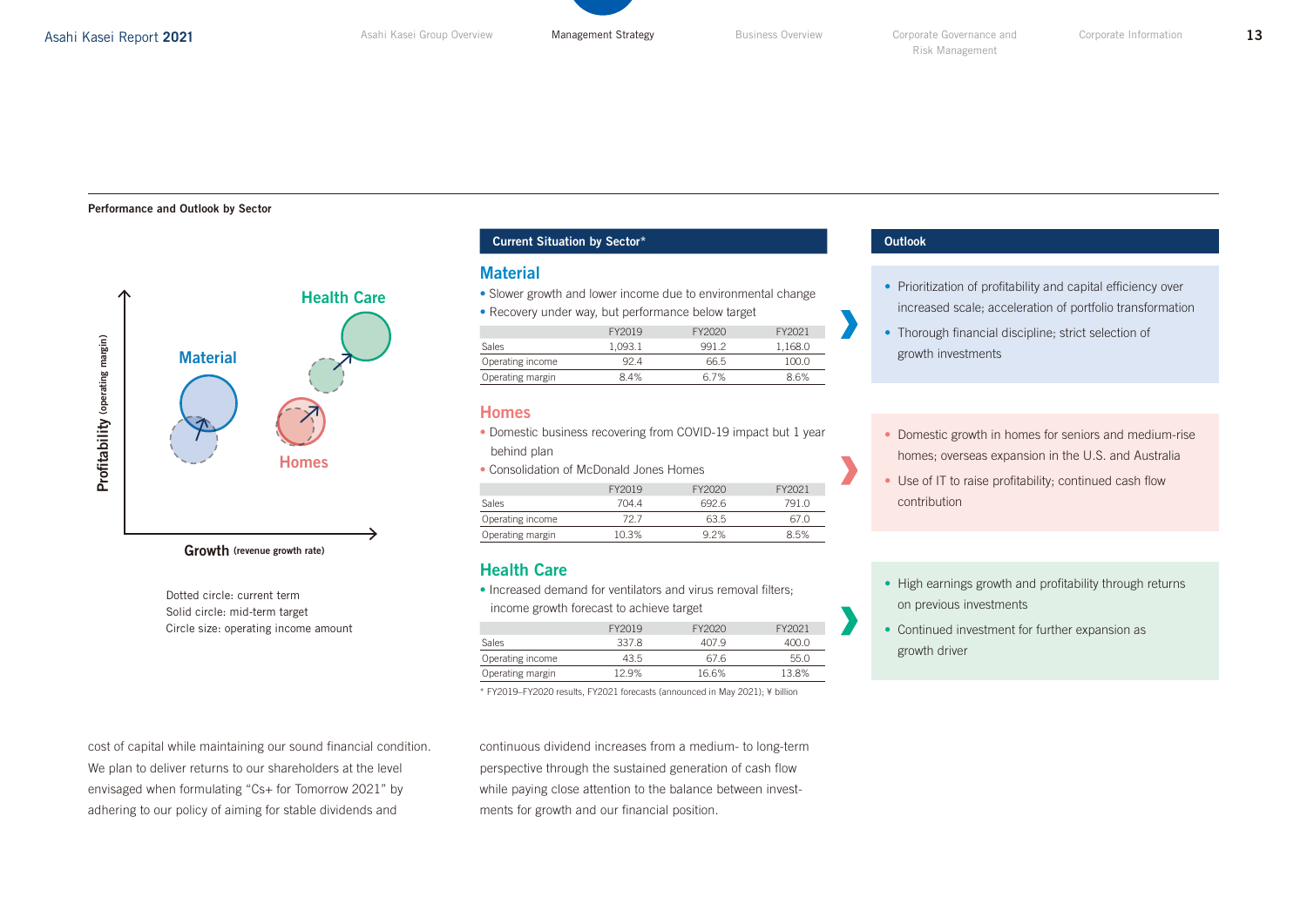## Performance and Outlook by Sector

Material

Health Care

Homes

Profitability (operating margin)

Growth (revenue growth rate)

Dotted circle: current term
Solid circle: mid-term target
Circle size: operating income amount

### Current Situation by Sector*

#### Material

- Slower growth and lower income due to environmental change
- Recovery under way, but performance below target

| | FY2019 | FY2020 | FY2021 |
|---|---|---|---|
| Sales | 1,093.1 | 991.2 | 1,168.0 |
| Operating income | 92.4 | 66.5 | 100.0 |
| Operating margin | 8.4% | 6.7% | 8.6% |

#### Homes

- Domestic business recovering from COVID-19 impact but 1 year behind plan
- Consolidation of McDonald Jones Homes

| | FY2019 | FY2020 | FY2021 |
|---|---|---|---|
| Sales | 704.4 | 692.6 | 791.0 |
| Operating income | 72.7 | 63.5 | 67.0 |
| Operating margin | 10.3% | 9.2% | 8.5% |

#### Health Care

- Increased demand for ventilators and virus removal filters; income growth forecast to achieve target

| | FY2019 | FY2020 | FY2021 |
|---|---|---|---|
| Sales | 337.8 | 407.9 | 400.0 |
| Operating income | 43.5 | 67.6 | 55.0 |
| Operating margin | 12.9% | 16.6% | 13.8% |

* FY2019–FY2020 results, FY2021 forecasts (announced in May 2021); ¥ billion

### Outlook

**Material**

- Prioritization of profitability and capital efficiency over increased scale; acceleration of portfolio transformation
- Thorough financial discipline; strict selection of growth investments

**Homes**

- Domestic growth in homes for seniors and medium-rise homes; overseas expansion in the U.S. and Australia
- Use of IT to raise profitability; continued cash flow contribution

**Health Care**

- High earnings growth and profitability through returns on previous investments
- Continued investment for further expansion as growth driver

cost of capital while maintaining our sound financial condition. We plan to deliver returns to our shareholders at the level envisaged when formulating “Cs+ for Tomorrow 2021” by adhering to our policy of aiming for stable dividends and continuous dividend increases from a medium- to long-term perspective through the sustained generation of cash flow while paying close attention to the balance between investments for growth and our financial position.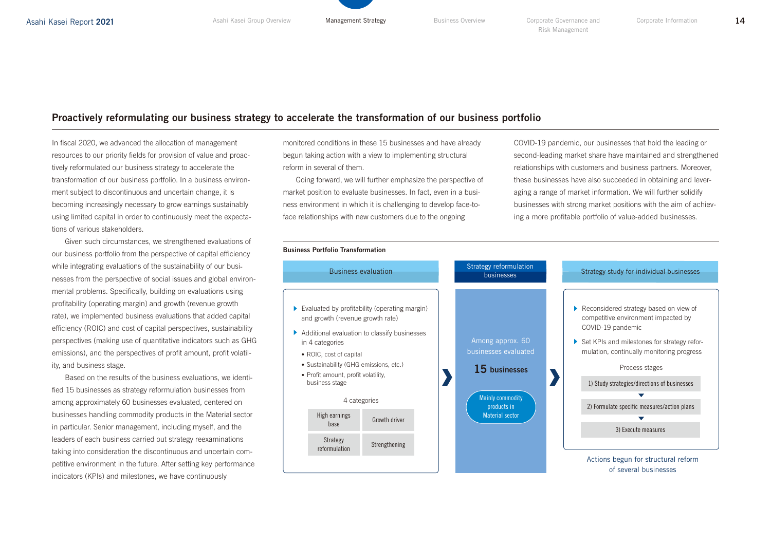## Proactively reformulating our business strategy to accelerate the transformation of our business portfolio

In fiscal 2020, we advanced the allocation of management resources to our priority fields for provision of value and proactively reformulated our business strategy to accelerate the transformation of our business portfolio. In a business environment subject to discontinuous and uncertain change, it is becoming increasingly necessary to grow earnings sustainably using limited capital in order to continuously meet the expectations of various stakeholders.

Given such circumstances, we strengthened evaluations of our business portfolio from the perspective of capital efficiency while integrating evaluations of the sustainability of our businesses from the perspective of social issues and global environmental problems. Specifically, building on evaluations using profitability (operating margin) and growth (revenue growth rate), we implemented business evaluations that added capital efficiency (ROIC) and cost of capital perspectives, sustainability perspectives (making use of quantitative indicators such as GHG emissions), and the perspectives of profit amount, profit volatility, and business stage.

Based on the results of the business evaluations, we identified 15 businesses as strategy reformulation businesses from among approximately 60 businesses evaluated, centered on businesses handling commodity products in the Material sector in particular. Senior management, including myself, and the leaders of each business carried out strategy reexaminations taking into consideration the discontinuous and uncertain competitive environment in the future. After setting key performance indicators (KPIs) and milestones, we have continuously monitored conditions in these 15 businesses and have already begun taking action with a view to implementing structural reform in several of them.

Going forward, we will further emphasize the perspective of market position to evaluate businesses. In fact, even in a business environment in which it is challenging to develop face-to-face relationships with new customers due to the ongoing COVID-19 pandemic, our businesses that hold the leading or second-leading market share have maintained and strengthened relationships with customers and business partners. Moreover, these businesses have also succeeded in obtaining and leveraging a range of market information. We will further solidify businesses with strong market positions with the aim of achieving a more profitable portfolio of value-added businesses.

**Business Portfolio Transformation**

**Business evaluation**

- Evaluated by profitability (operating margin) and growth (revenue growth rate)
- Additional evaluation to classify businesses in 4 categories
  - ROIC, cost of capital
  - Sustainability (GHG emissions, etc.)
  - Profit amount, profit volatility, business stage

4 categories

| High earnings base | Growth driver |
|---|---|
| Strategy reformulation | Strengthening |

**Strategy reformulation businesses**

Among approx. 60 businesses evaluated

**15 businesses**

Mainly commodity products in Material sector

**Strategy study for individual businesses**

- Reconsidered strategy based on view of competitive environment impacted by COVID-19 pandemic
- Set KPIs and milestones for strategy reformulation, continually monitoring progress

Process stages

1) Study strategies/directions of businesses
2) Formulate specific measures/action plans
3) Execute measures

Actions begun for structural reform of several businesses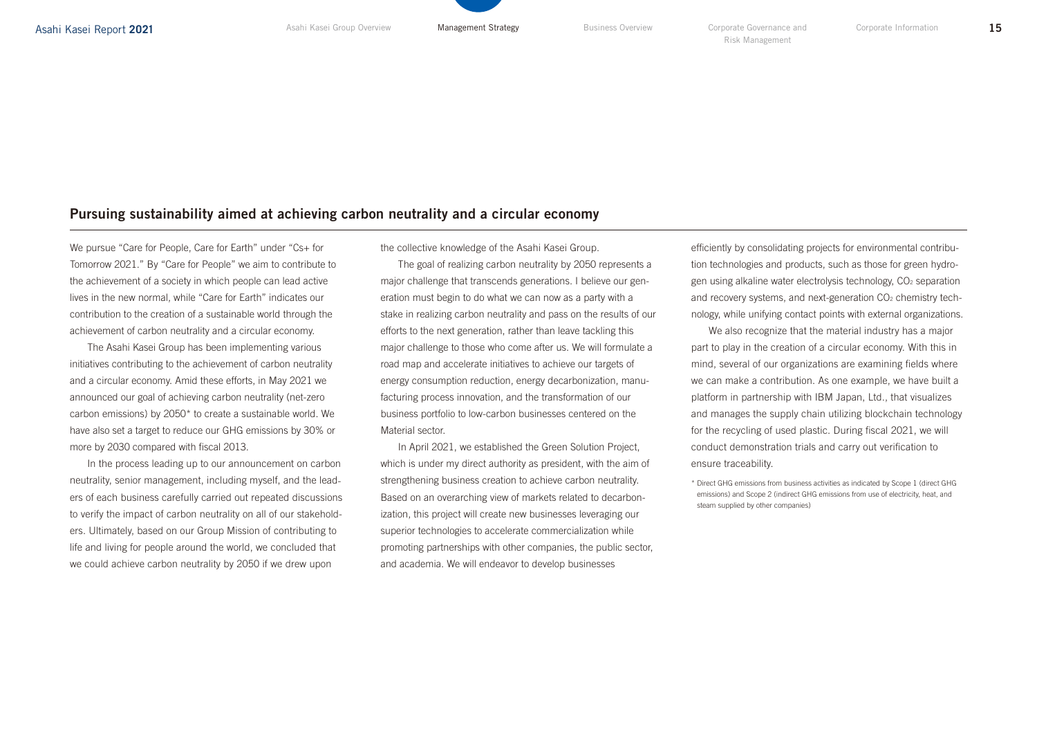## Pursuing sustainability aimed at achieving carbon neutrality and a circular economy

We pursue "Care for People, Care for Earth" under "Cs+ for Tomorrow 2021." By "Care for People" we aim to contribute to the achievement of a society in which people can lead active lives in the new normal, while "Care for Earth" indicates our contribution to the creation of a sustainable world through the achievement of carbon neutrality and a circular economy.

The Asahi Kasei Group has been implementing various initiatives contributing to the achievement of carbon neutrality and a circular economy. Amid these efforts, in May 2021 we announced our goal of achieving carbon neutrality (net-zero carbon emissions) by 2050* to create a sustainable world. We have also set a target to reduce our GHG emissions by 30% or more by 2030 compared with fiscal 2013.

In the process leading up to our announcement on carbon neutrality, senior management, including myself, and the leaders of each business carefully carried out repeated discussions to verify the impact of carbon neutrality on all of our stakeholders. Ultimately, based on our Group Mission of contributing to life and living for people around the world, we concluded that we could achieve carbon neutrality by 2050 if we drew upon the collective knowledge of the Asahi Kasei Group.

The goal of realizing carbon neutrality by 2050 represents a major challenge that transcends generations. I believe our generation must begin to do what we can now as a party with a stake in realizing carbon neutrality and pass on the results of our efforts to the next generation, rather than leave tackling this major challenge to those who come after us. We will formulate a road map and accelerate initiatives to achieve our targets of energy consumption reduction, energy decarbonization, manufacturing process innovation, and the transformation of our business portfolio to low-carbon businesses centered on the Material sector.

In April 2021, we established the Green Solution Project, which is under my direct authority as president, with the aim of strengthening business creation to achieve carbon neutrality. Based on an overarching view of markets related to decarbonization, this project will create new businesses leveraging our superior technologies to accelerate commercialization while promoting partnerships with other companies, the public sector, and academia. We will endeavor to develop businesses efficiently by consolidating projects for environmental contribution technologies and products, such as those for green hydrogen using alkaline water electrolysis technology, $CO_2$ separation and recovery systems, and next-generation $CO_2$ chemistry technology, while unifying contact points with external organizations.

We also recognize that the material industry has a major part to play in the creation of a circular economy. With this in mind, several of our organizations are examining fields where we can make a contribution. As one example, we have built a platform in partnership with IBM Japan, Ltd., that visualizes and manages the supply chain utilizing blockchain technology for the recycling of used plastic. During fiscal 2021, we will conduct demonstration trials and carry out verification to ensure traceability.

\* Direct GHG emissions from business activities as indicated by Scope 1 (direct GHG emissions) and Scope 2 (indirect GHG emissions from use of electricity, heat, and steam supplied by other companies)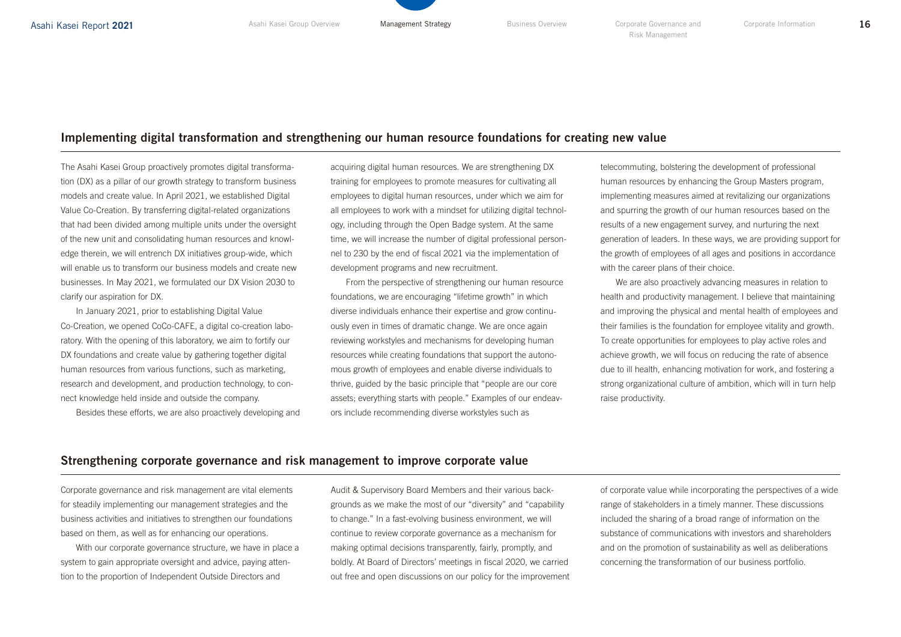## Implementing digital transformation and strengthening our human resource foundations for creating new value

The Asahi Kasei Group proactively promotes digital transformation (DX) as a pillar of our growth strategy to transform business models and create value. In April 2021, we established Digital Value Co-Creation. By transferring digital-related organizations that had been divided among multiple units under the oversight of the new unit and consolidating human resources and knowledge therein, we will entrench DX initiatives group-wide, which will enable us to transform our business models and create new businesses. In May 2021, we formulated our DX Vision 2030 to clarify our aspiration for DX.

In January 2021, prior to establishing Digital Value Co-Creation, we opened CoCo-CAFE, a digital co-creation laboratory. With the opening of this laboratory, we aim to fortify our DX foundations and create value by gathering together digital human resources from various functions, such as marketing, research and development, and production technology, to connect knowledge held inside and outside the company.

Besides these efforts, we are also proactively developing and acquiring digital human resources. We are strengthening DX training for employees to promote measures for cultivating all employees to digital human resources, under which we aim for all employees to work with a mindset for utilizing digital technology, including through the Open Badge system. At the same time, we will increase the number of digital professional personnel to 230 by the end of fiscal 2021 via the implementation of development programs and new recruitment.

From the perspective of strengthening our human resource foundations, we are encouraging "lifetime growth" in which diverse individuals enhance their expertise and grow continuously even in times of dramatic change. We are once again reviewing workstyles and mechanisms for developing human resources while creating foundations that support the autonomous growth of employees and enable diverse individuals to thrive, guided by the basic principle that "people are our core assets; everything starts with people." Examples of our endeavors include recommending diverse workstyles such as telecommuting, bolstering the development of professional human resources by enhancing the Group Masters program, implementing measures aimed at revitalizing our organizations and spurring the growth of our human resources based on the results of a new engagement survey, and nurturing the next generation of leaders. In these ways, we are providing support for the growth of employees of all ages and positions in accordance with the career plans of their choice.

We are also proactively advancing measures in relation to health and productivity management. I believe that maintaining and improving the physical and mental health of employees and their families is the foundation for employee vitality and growth. To create opportunities for employees to play active roles and achieve growth, we will focus on reducing the rate of absence due to ill health, enhancing motivation for work, and fostering a strong organizational culture of ambition, which will in turn help raise productivity.

## Strengthening corporate governance and risk management to improve corporate value

Corporate governance and risk management are vital elements for steadily implementing our management strategies and the business activities and initiatives to strengthen our foundations based on them, as well as for enhancing our operations.

With our corporate governance structure, we have in place a system to gain appropriate oversight and advice, paying attention to the proportion of Independent Outside Directors and Audit & Supervisory Board Members and their various backgrounds as we make the most of our "diversity" and "capability to change." In a fast-evolving business environment, we will continue to review corporate governance as a mechanism for making optimal decisions transparently, fairly, promptly, and boldly. At Board of Directors' meetings in fiscal 2020, we carried out free and open discussions on our policy for the improvement of corporate value while incorporating the perspectives of a wide range of stakeholders in a timely manner. These discussions included the sharing of a broad range of information on the substance of communications with investors and shareholders and on the promotion of sustainability as well as deliberations concerning the transformation of our business portfolio.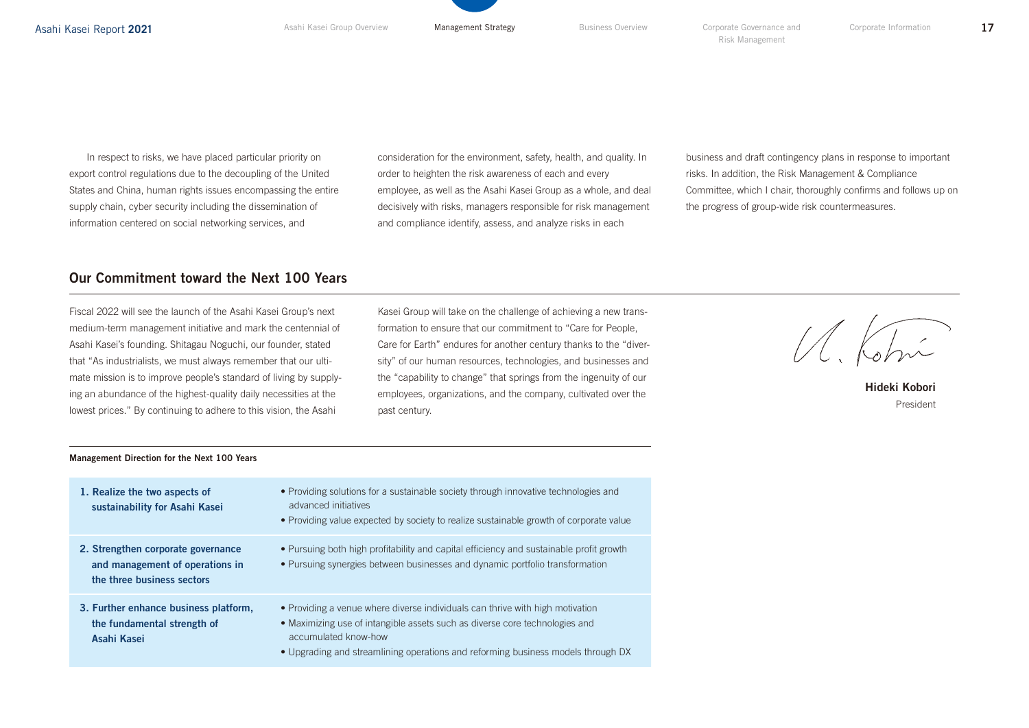In respect to risks, we have placed particular priority on export control regulations due to the decoupling of the United States and China, human rights issues encompassing the entire supply chain, cyber security including the dissemination of information centered on social networking services, and consideration for the environment, safety, health, and quality. In order to heighten the risk awareness of each and every employee, as well as the Asahi Kasei Group as a whole, and deal decisively with risks, managers responsible for risk management and compliance identify, assess, and analyze risks in each business and draft contingency plans in response to important risks. In addition, the Risk Management & Compliance Committee, which I chair, thoroughly confirms and follows up on the progress of group-wide risk countermeasures.

## Our Commitment toward the Next 100 Years

Fiscal 2022 will see the launch of the Asahi Kasei Group's next medium-term management initiative and mark the centennial of Asahi Kasei's founding. Shitagau Noguchi, our founder, stated that "As industrialists, we must always remember that our ultimate mission is to improve people's standard of living by supplying an abundance of the highest-quality daily necessities at the lowest prices." By continuing to adhere to this vision, the Asahi Kasei Group will take on the challenge of achieving a new transformation to ensure that our commitment to "Care for People, Care for Earth" endures for another century thanks to the "diversity" of our human resources, technologies, and businesses and the "capability to change" that springs from the ingenuity of our employees, organizations, and the company, cultivated over the past century.

**Hideki Kobori**
President

**Management Direction for the Next 100 Years**

| | |
|---|---|
| **1. Realize the two aspects of sustainability for Asahi Kasei** | • Providing solutions for a sustainable society through innovative technologies and advanced initiatives<br>• Providing value expected by society to realize sustainable growth of corporate value |
| **2. Strengthen corporate governance and management of operations in the three business sectors** | • Pursuing both high profitability and capital efficiency and sustainable profit growth<br>• Pursuing synergies between businesses and dynamic portfolio transformation |
| **3. Further enhance business platform, the fundamental strength of Asahi Kasei** | • Providing a venue where diverse individuals can thrive with high motivation<br>• Maximizing use of intangible assets such as diverse core technologies and accumulated know-how<br>• Upgrading and streamlining operations and reforming business models through DX |